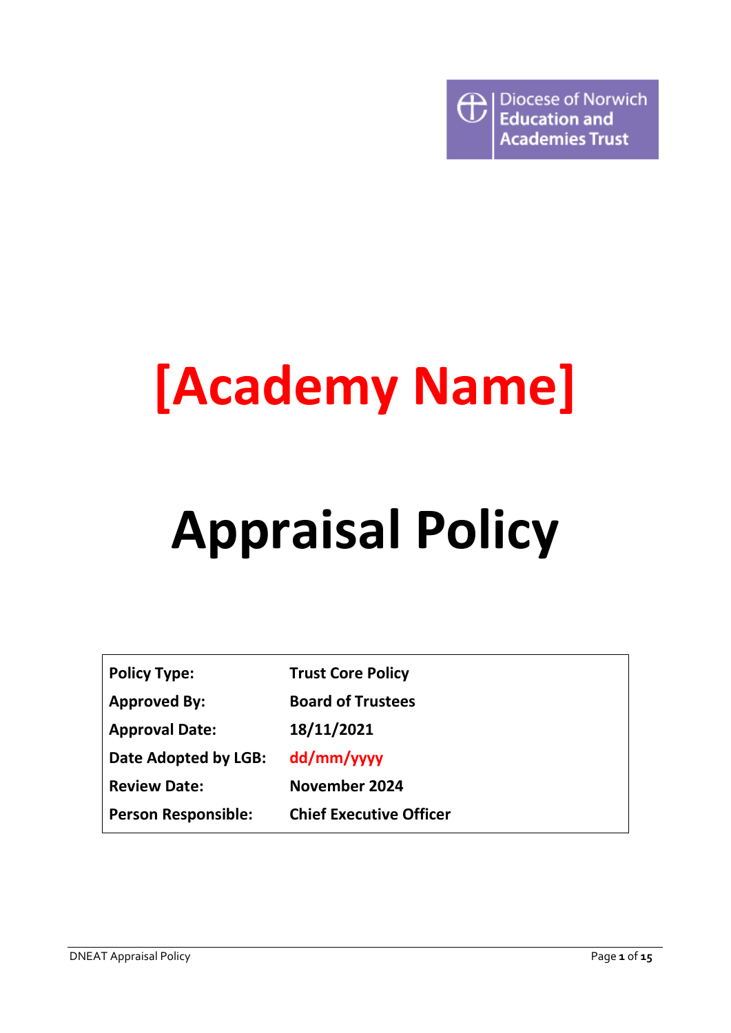Diocese of Norwich
Education and
Academies Trust

# [Academy Name]

# Appraisal Policy

| | |
|---|---|
| **Policy Type:** | **Trust Core Policy** |
| **Approved By:** | **Board of Trustees** |
| **Approval Date:** | **18/11/2021** |
| **Date Adopted by LGB:** | **dd/mm/yyyy** |
| **Review Date:** | **November 2024** |
| **Person Responsible:** | **Chief Executive Officer** |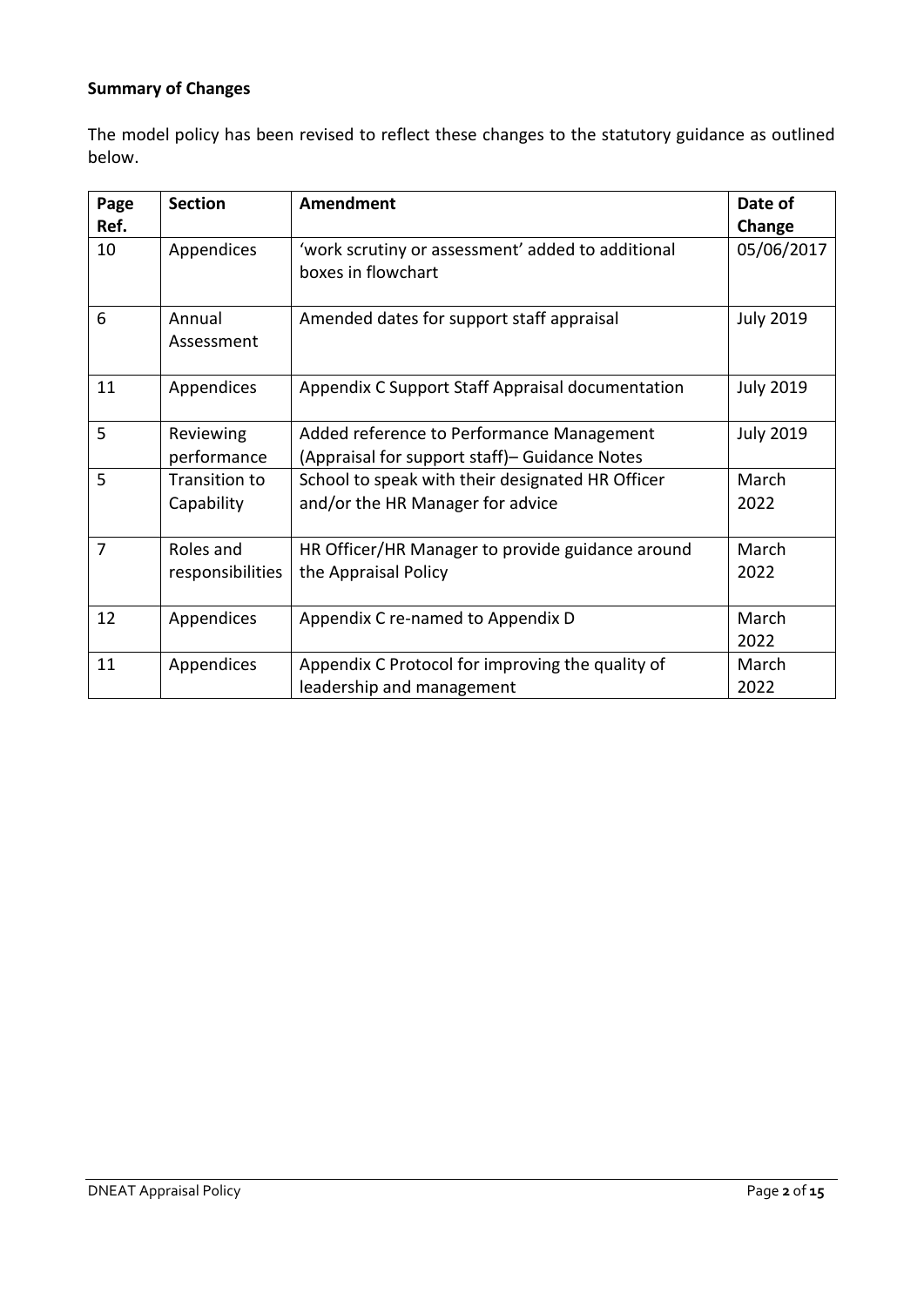**Summary of Changes**

The model policy has been revised to reflect these changes to the statutory guidance as outlined below.

| Page Ref. | Section | Amendment | Date of Change |
|---|---|---|---|
| 10 | Appendices | 'work scrutiny or assessment' added to additional boxes in flowchart | 05/06/2017 |
| 6 | Annual Assessment | Amended dates for support staff appraisal | July 2019 |
| 11 | Appendices | Appendix C Support Staff Appraisal documentation | July 2019 |
| 5 | Reviewing performance | Added reference to Performance Management (Appraisal for support staff)– Guidance Notes | July 2019 |
| 5 | Transition to Capability | School to speak with their designated HR Officer and/or the HR Manager for advice | March 2022 |
| 7 | Roles and responsibilities | HR Officer/HR Manager to provide guidance around the Appraisal Policy | March 2022 |
| 12 | Appendices | Appendix C re-named to Appendix D | March 2022 |
| 11 | Appendices | Appendix C Protocol for improving the quality of leadership and management | March 2022 |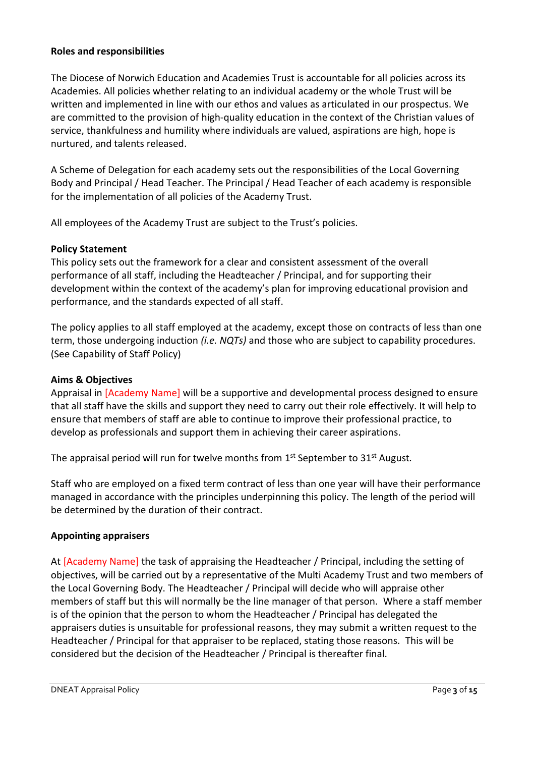**Roles and responsibilities**

The Diocese of Norwich Education and Academies Trust is accountable for all policies across its Academies. All policies whether relating to an individual academy or the whole Trust will be written and implemented in line with our ethos and values as articulated in our prospectus. We are committed to the provision of high-quality education in the context of the Christian values of service, thankfulness and humility where individuals are valued, aspirations are high, hope is nurtured, and talents released.

A Scheme of Delegation for each academy sets out the responsibilities of the Local Governing Body and Principal / Head Teacher. The Principal / Head Teacher of each academy is responsible for the implementation of all policies of the Academy Trust.

All employees of the Academy Trust are subject to the Trust's policies.

**Policy Statement**

This policy sets out the framework for a clear and consistent assessment of the overall performance of all staff, including the Headteacher / Principal, and for supporting their development within the context of the academy's plan for improving educational provision and performance, and the standards expected of all staff.

The policy applies to all staff employed at the academy, except those on contracts of less than one term, those undergoing induction *(i.e. NQTs)* and those who are subject to capability procedures. (See Capability of Staff Policy)

**Aims & Objectives**

Appraisal in [Academy Name] will be a supportive and developmental process designed to ensure that all staff have the skills and support they need to carry out their role effectively. It will help to ensure that members of staff are able to continue to improve their professional practice, to develop as professionals and support them in achieving their career aspirations.

The appraisal period will run for twelve months from 1st September to 31st August.

Staff who are employed on a fixed term contract of less than one year will have their performance managed in accordance with the principles underpinning this policy. The length of the period will be determined by the duration of their contract.

**Appointing appraisers**

At [Academy Name] the task of appraising the Headteacher / Principal, including the setting of objectives, will be carried out by a representative of the Multi Academy Trust and two members of the Local Governing Body. The Headteacher / Principal will decide who will appraise other members of staff but this will normally be the line manager of that person. Where a staff member is of the opinion that the person to whom the Headteacher / Principal has delegated the appraisers duties is unsuitable for professional reasons, they may submit a written request to the Headteacher / Principal for that appraiser to be replaced, stating those reasons. This will be considered but the decision of the Headteacher / Principal is thereafter final.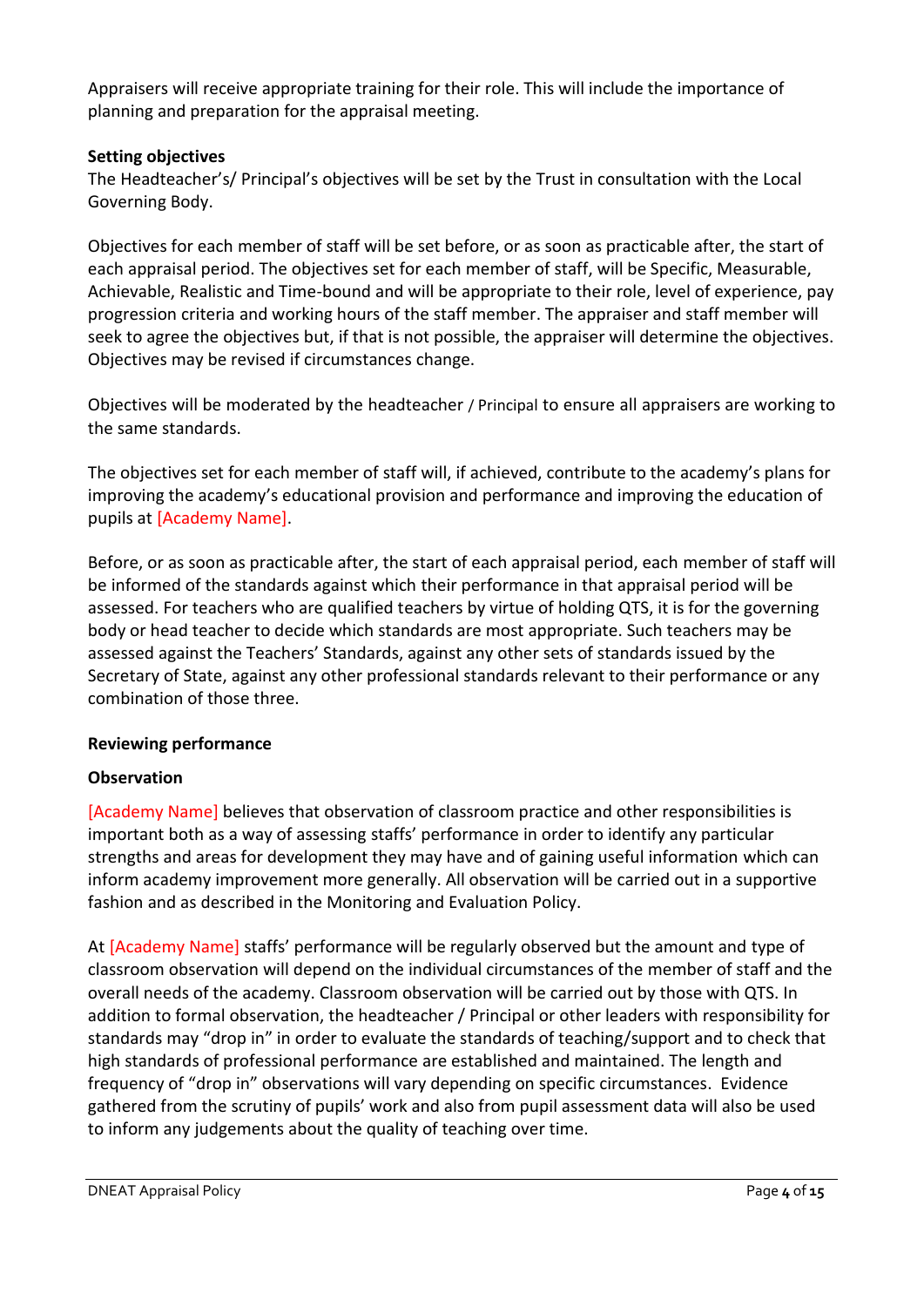Appraisers will receive appropriate training for their role. This will include the importance of planning and preparation for the appraisal meeting.

**Setting objectives**

The Headteacher's/ Principal's objectives will be set by the Trust in consultation with the Local Governing Body.

Objectives for each member of staff will be set before, or as soon as practicable after, the start of each appraisal period. The objectives set for each member of staff, will be Specific, Measurable, Achievable, Realistic and Time-bound and will be appropriate to their role, level of experience, pay progression criteria and working hours of the staff member. The appraiser and staff member will seek to agree the objectives but, if that is not possible, the appraiser will determine the objectives. Objectives may be revised if circumstances change.

Objectives will be moderated by the headteacher / Principal to ensure all appraisers are working to the same standards.

The objectives set for each member of staff will, if achieved, contribute to the academy's plans for improving the academy's educational provision and performance and improving the education of pupils at [Academy Name].

Before, or as soon as practicable after, the start of each appraisal period, each member of staff will be informed of the standards against which their performance in that appraisal period will be assessed. For teachers who are qualified teachers by virtue of holding QTS, it is for the governing body or head teacher to decide which standards are most appropriate. Such teachers may be assessed against the Teachers' Standards, against any other sets of standards issued by the Secretary of State, against any other professional standards relevant to their performance or any combination of those three.

**Reviewing performance**

**Observation**

[Academy Name] believes that observation of classroom practice and other responsibilities is important both as a way of assessing staffs' performance in order to identify any particular strengths and areas for development they may have and of gaining useful information which can inform academy improvement more generally. All observation will be carried out in a supportive fashion and as described in the Monitoring and Evaluation Policy.

At [Academy Name] staffs' performance will be regularly observed but the amount and type of classroom observation will depend on the individual circumstances of the member of staff and the overall needs of the academy. Classroom observation will be carried out by those with QTS. In addition to formal observation, the headteacher / Principal or other leaders with responsibility for standards may "drop in" in order to evaluate the standards of teaching/support and to check that high standards of professional performance are established and maintained. The length and frequency of "drop in" observations will vary depending on specific circumstances. Evidence gathered from the scrutiny of pupils' work and also from pupil assessment data will also be used to inform any judgements about the quality of teaching over time.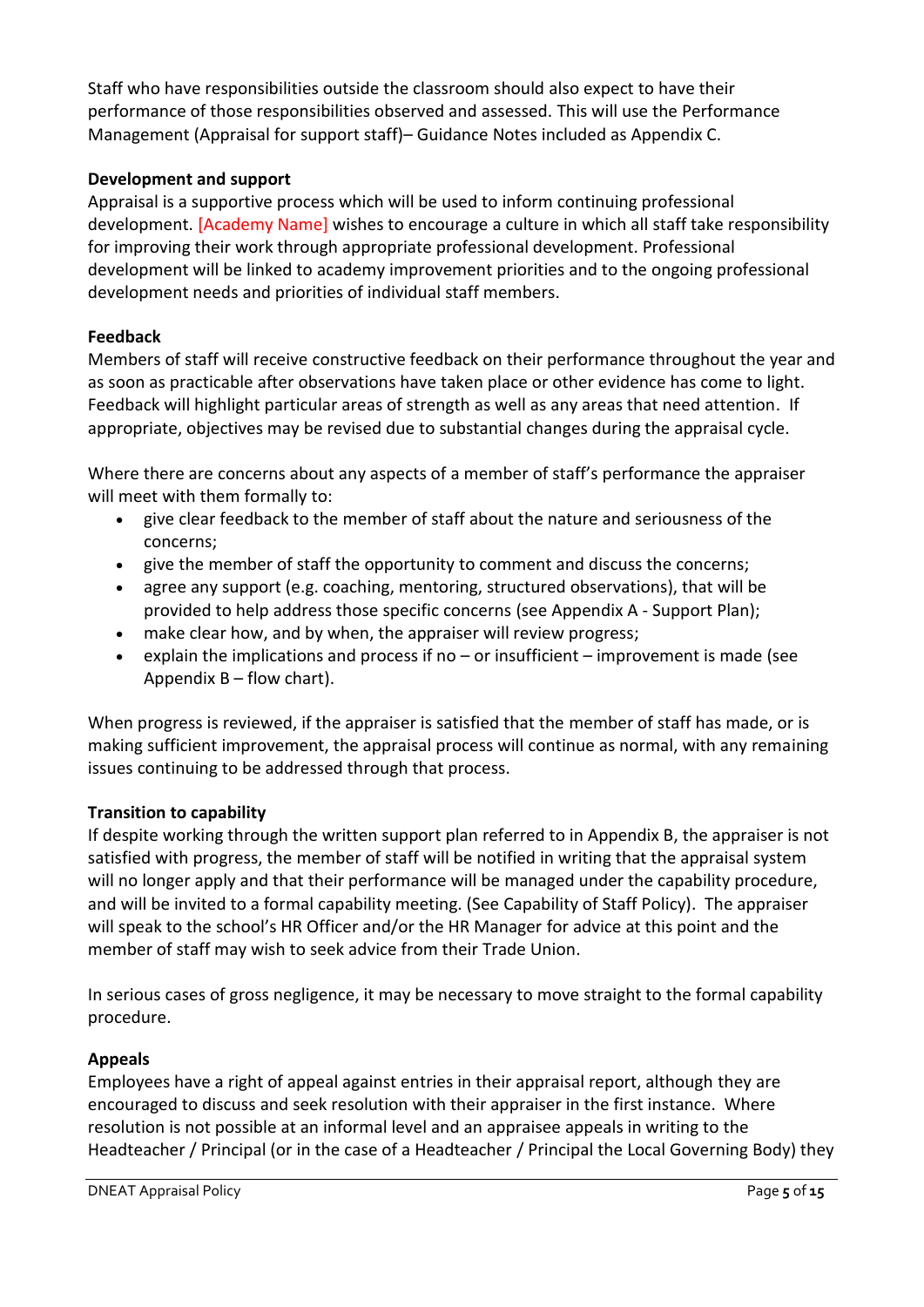Staff who have responsibilities outside the classroom should also expect to have their performance of those responsibilities observed and assessed. This will use the Performance Management (Appraisal for support staff)– Guidance Notes included as Appendix C.

**Development and support**

Appraisal is a supportive process which will be used to inform continuing professional development. [Academy Name] wishes to encourage a culture in which all staff take responsibility for improving their work through appropriate professional development. Professional development will be linked to academy improvement priorities and to the ongoing professional development needs and priorities of individual staff members.

**Feedback**

Members of staff will receive constructive feedback on their performance throughout the year and as soon as practicable after observations have taken place or other evidence has come to light. Feedback will highlight particular areas of strength as well as any areas that need attention. If appropriate, objectives may be revised due to substantial changes during the appraisal cycle.

Where there are concerns about any aspects of a member of staff's performance the appraiser will meet with them formally to:

- give clear feedback to the member of staff about the nature and seriousness of the concerns;
- give the member of staff the opportunity to comment and discuss the concerns;
- agree any support (e.g. coaching, mentoring, structured observations), that will be provided to help address those specific concerns (see Appendix A - Support Plan);
- make clear how, and by when, the appraiser will review progress;
- explain the implications and process if no – or insufficient – improvement is made (see Appendix B – flow chart).

When progress is reviewed, if the appraiser is satisfied that the member of staff has made, or is making sufficient improvement, the appraisal process will continue as normal, with any remaining issues continuing to be addressed through that process.

**Transition to capability**

If despite working through the written support plan referred to in Appendix B, the appraiser is not satisfied with progress, the member of staff will be notified in writing that the appraisal system will no longer apply and that their performance will be managed under the capability procedure, and will be invited to a formal capability meeting. (See Capability of Staff Policy). The appraiser will speak to the school's HR Officer and/or the HR Manager for advice at this point and the member of staff may wish to seek advice from their Trade Union.

In serious cases of gross negligence, it may be necessary to move straight to the formal capability procedure.

**Appeals**

Employees have a right of appeal against entries in their appraisal report, although they are encouraged to discuss and seek resolution with their appraiser in the first instance. Where resolution is not possible at an informal level and an appraisee appeals in writing to the Headteacher / Principal (or in the case of a Headteacher / Principal the Local Governing Body) they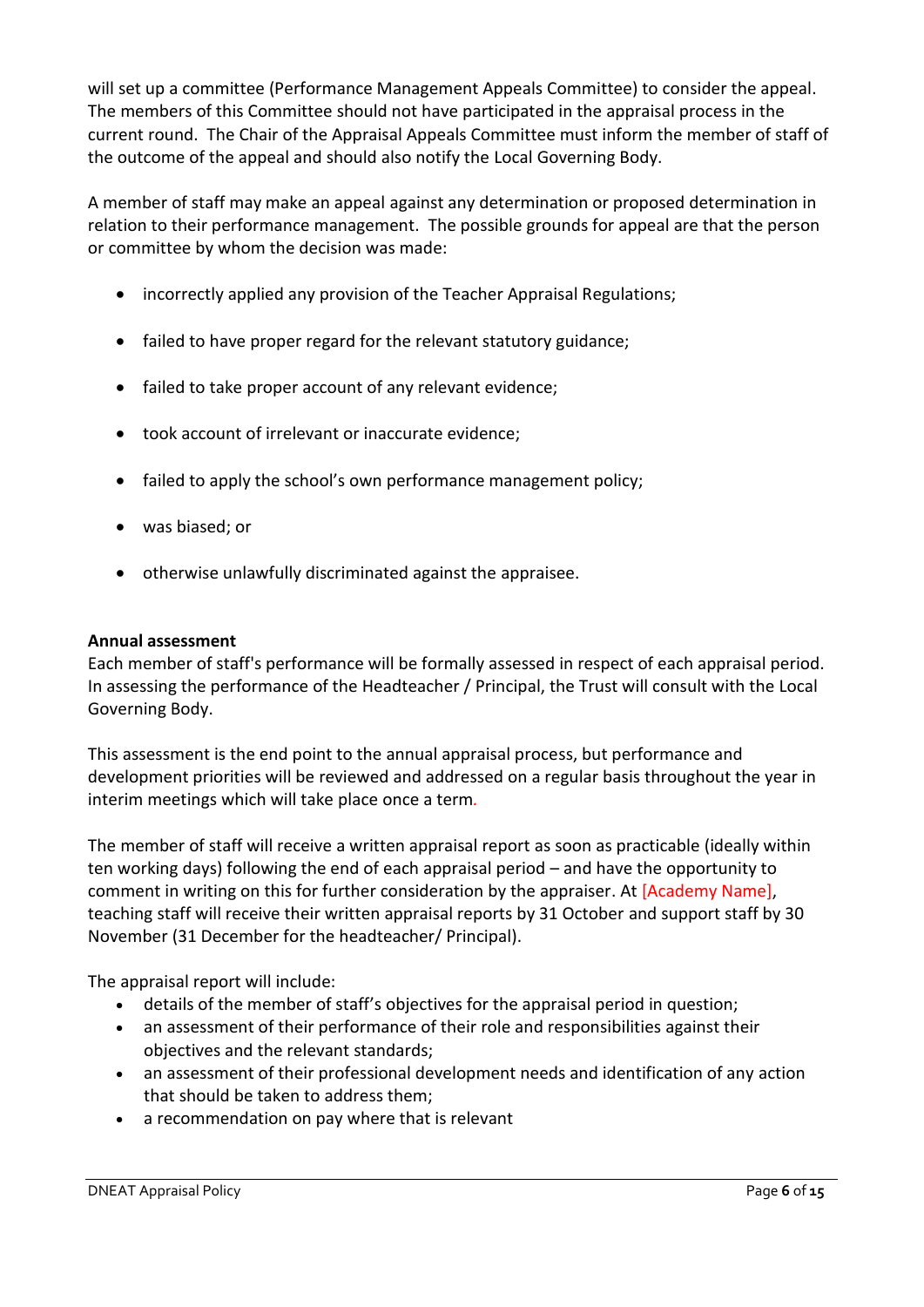will set up a committee (Performance Management Appeals Committee) to consider the appeal. The members of this Committee should not have participated in the appraisal process in the current round. The Chair of the Appraisal Appeals Committee must inform the member of staff of the outcome of the appeal and should also notify the Local Governing Body.

A member of staff may make an appeal against any determination or proposed determination in relation to their performance management. The possible grounds for appeal are that the person or committee by whom the decision was made:

- incorrectly applied any provision of the Teacher Appraisal Regulations;
- failed to have proper regard for the relevant statutory guidance;
- failed to take proper account of any relevant evidence;
- took account of irrelevant or inaccurate evidence;
- failed to apply the school's own performance management policy;
- was biased; or
- otherwise unlawfully discriminated against the appraisee.

**Annual assessment**

Each member of staff's performance will be formally assessed in respect of each appraisal period. In assessing the performance of the Headteacher / Principal, the Trust will consult with the Local Governing Body.

This assessment is the end point to the annual appraisal process, but performance and development priorities will be reviewed and addressed on a regular basis throughout the year in interim meetings which will take place once a term.

The member of staff will receive a written appraisal report as soon as practicable (ideally within ten working days) following the end of each appraisal period – and have the opportunity to comment in writing on this for further consideration by the appraiser. At [Academy Name], teaching staff will receive their written appraisal reports by 31 October and support staff by 30 November (31 December for the headteacher/ Principal).

The appraisal report will include:

- details of the member of staff's objectives for the appraisal period in question;
- an assessment of their performance of their role and responsibilities against their objectives and the relevant standards;
- an assessment of their professional development needs and identification of any action that should be taken to address them;
- a recommendation on pay where that is relevant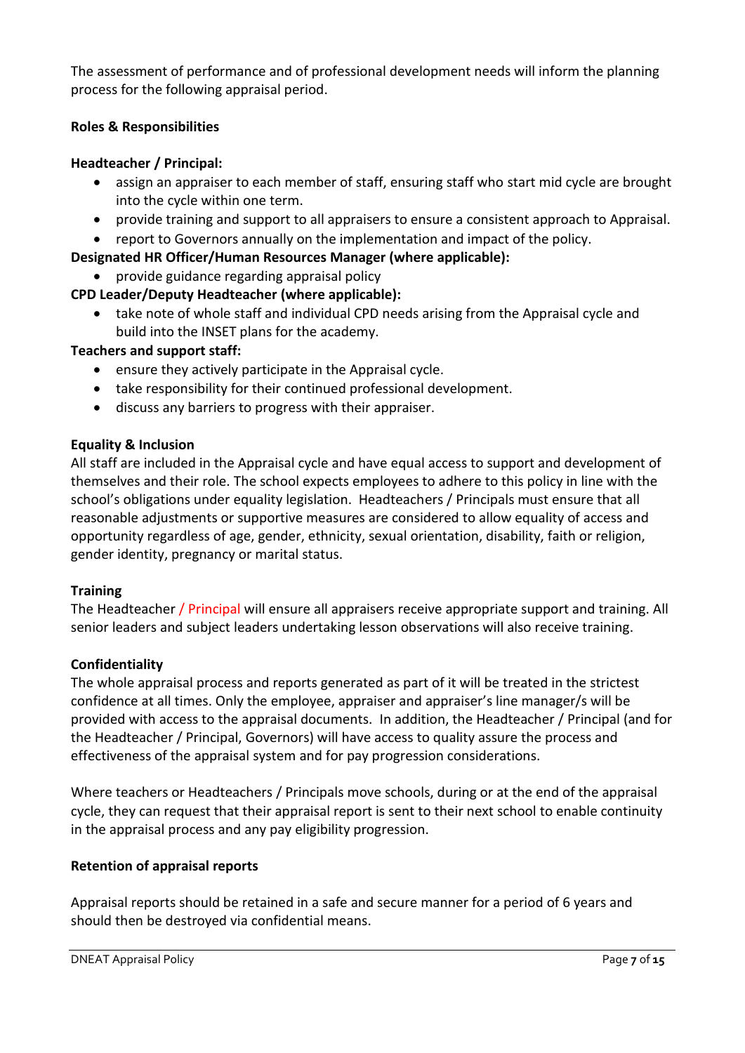The assessment of performance and of professional development needs will inform the planning process for the following appraisal period.

**Roles & Responsibilities**

**Headteacher / Principal:**

- assign an appraiser to each member of staff, ensuring staff who start mid cycle are brought into the cycle within one term.
- provide training and support to all appraisers to ensure a consistent approach to Appraisal.
- report to Governors annually on the implementation and impact of the policy.

**Designated HR Officer/Human Resources Manager (where applicable):**

- provide guidance regarding appraisal policy

**CPD Leader/Deputy Headteacher (where applicable):**

- take note of whole staff and individual CPD needs arising from the Appraisal cycle and build into the INSET plans for the academy.

**Teachers and support staff:**

- ensure they actively participate in the Appraisal cycle.
- take responsibility for their continued professional development.
- discuss any barriers to progress with their appraiser.

**Equality & Inclusion**

All staff are included in the Appraisal cycle and have equal access to support and development of themselves and their role. The school expects employees to adhere to this policy in line with the school's obligations under equality legislation. Headteachers / Principals must ensure that all reasonable adjustments or supportive measures are considered to allow equality of access and opportunity regardless of age, gender, ethnicity, sexual orientation, disability, faith or religion, gender identity, pregnancy or marital status.

**Training**

The Headteacher / Principal will ensure all appraisers receive appropriate support and training. All senior leaders and subject leaders undertaking lesson observations will also receive training.

**Confidentiality**

The whole appraisal process and reports generated as part of it will be treated in the strictest confidence at all times. Only the employee, appraiser and appraiser's line manager/s will be provided with access to the appraisal documents. In addition, the Headteacher / Principal (and for the Headteacher / Principal, Governors) will have access to quality assure the process and effectiveness of the appraisal system and for pay progression considerations.

Where teachers or Headteachers / Principals move schools, during or at the end of the appraisal cycle, they can request that their appraisal report is sent to their next school to enable continuity in the appraisal process and any pay eligibility progression.

**Retention of appraisal reports**

Appraisal reports should be retained in a safe and secure manner for a period of 6 years and should then be destroyed via confidential means.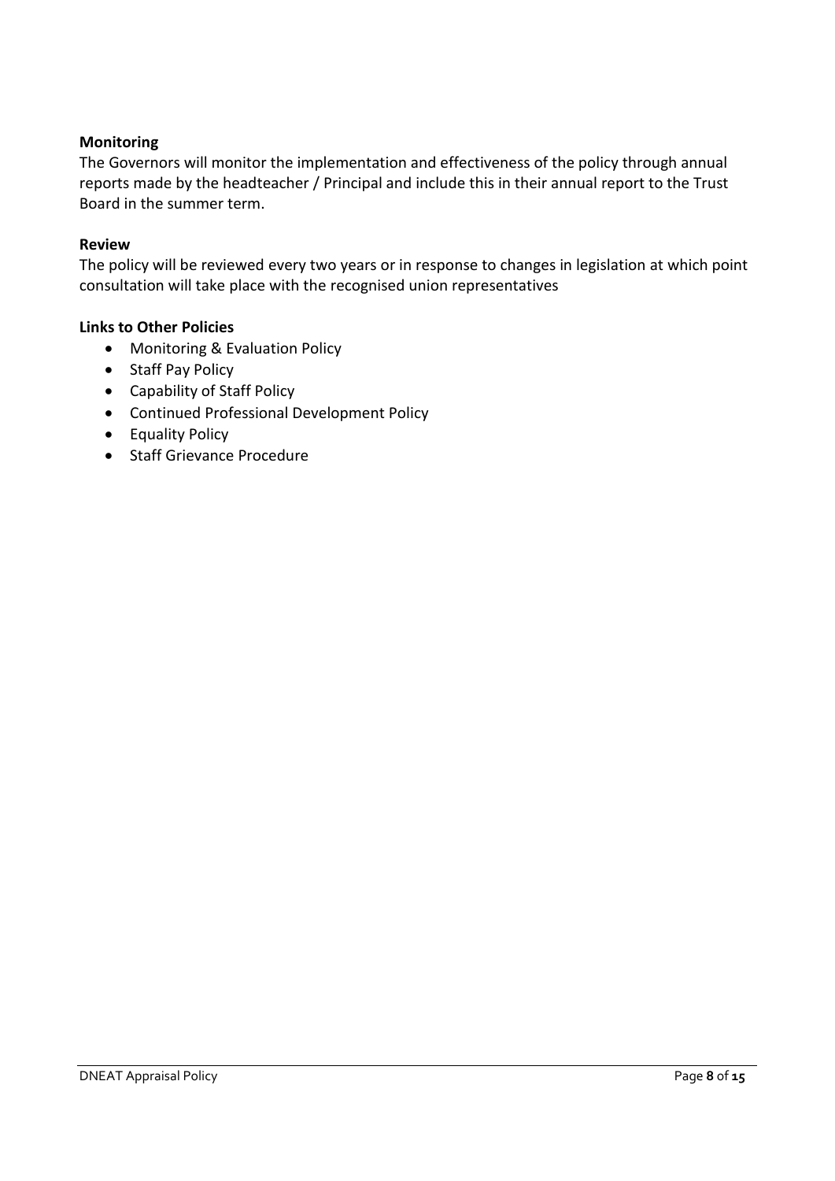**Monitoring**

The Governors will monitor the implementation and effectiveness of the policy through annual reports made by the headteacher / Principal and include this in their annual report to the Trust Board in the summer term.

**Review**

The policy will be reviewed every two years or in response to changes in legislation at which point consultation will take place with the recognised union representatives

**Links to Other Policies**

- Monitoring & Evaluation Policy
- Staff Pay Policy
- Capability of Staff Policy
- Continued Professional Development Policy
- Equality Policy
- Staff Grievance Procedure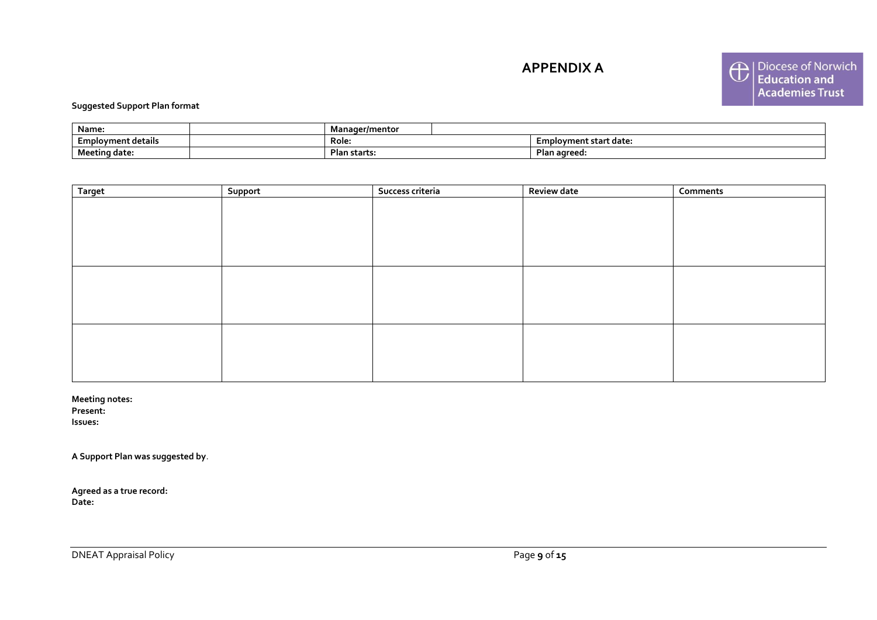# APPENDIX A

**Suggested Support Plan format**

| Name: | | Manager/mentor | | |
|---|---|---|---|---|
| **Employment details** | | **Role:** | | **Employment start date:** |
| **Meeting date:** | | **Plan starts:** | | **Plan agreed:** |

| Target | Support | Success criteria | Review date | Comments |
|---|---|---|---|---|
| | | | | |
| | | | | |
| | | | | |

**Meeting notes:**
**Present:**
**Issues:**

**A Support Plan was suggested by**.

**Agreed as a true record:**
**Date:**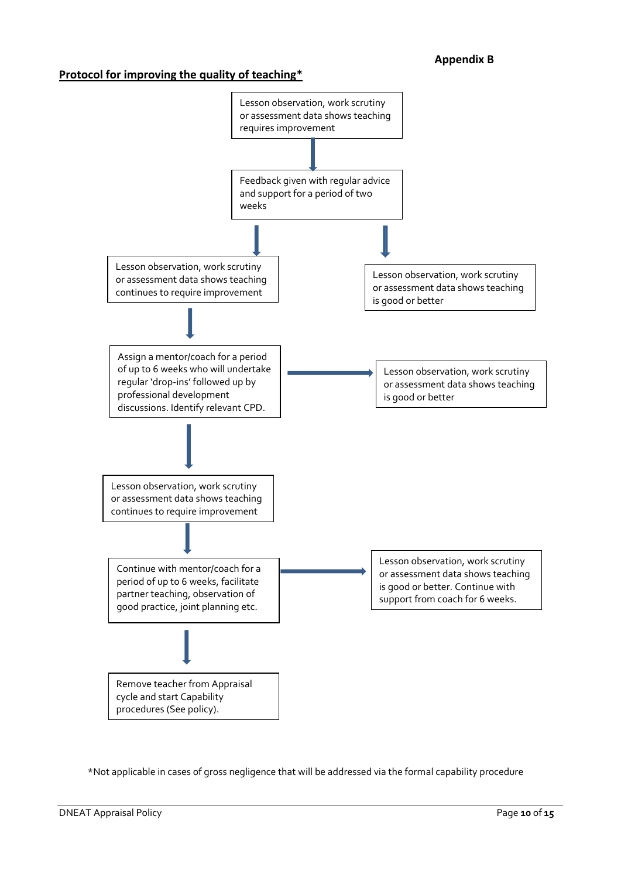**Appendix B**

## Protocol for improving the quality of teaching*

Lesson observation, work scrutiny or assessment data shows teaching requires improvement

↓

Feedback given with regular advice and support for a period of two weeks

↓ → Lesson observation, work scrutiny or assessment data shows teaching is good or better

↓

Lesson observation, work scrutiny or assessment data shows teaching continues to require improvement

↓

Assign a mentor/coach for a period of up to 6 weeks who will undertake regular 'drop-ins' followed up by professional development discussions. Identify relevant CPD.

→ Lesson observation, work scrutiny or assessment data shows teaching is good or better

↓

Lesson observation, work scrutiny or assessment data shows teaching continues to require improvement

↓

Continue with mentor/coach for a period of up to 6 weeks, facilitate partner teaching, observation of good practice, joint planning etc.

→ Lesson observation, work scrutiny or assessment data shows teaching is good or better. Continue with support from coach for 6 weeks.

↓

Remove teacher from Appraisal cycle and start Capability procedures (See policy).

*Not applicable in cases of gross negligence that will be addressed via the formal capability procedure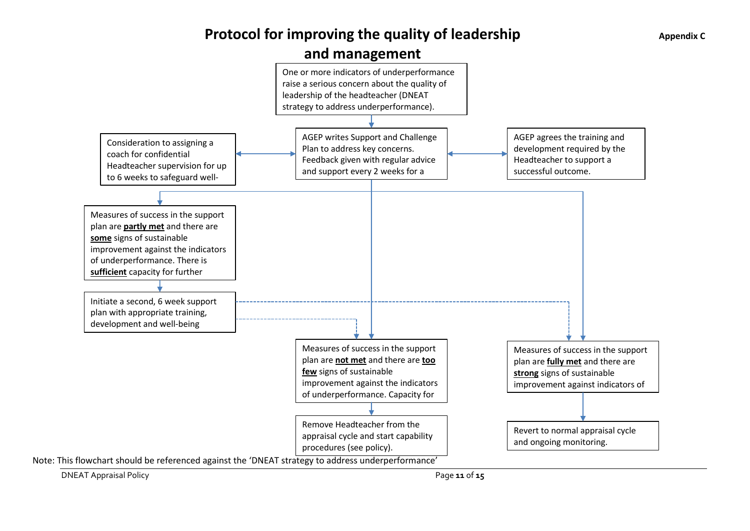# Protocol for improving the quality of leadership and management

**Appendix C**

One or more indicators of underperformance raise a serious concern about the quality of leadership of the headteacher (DNEAT strategy to address underperformance).

AGEP writes Support and Challenge Plan to address key concerns. Feedback given with regular advice and support every 2 weeks for a

Consideration to assigning a coach for confidential Headteacher supervision for up to 6 weeks to safeguard well-

AGEP agrees the training and development required by the Headteacher to support a successful outcome.

Measures of success in the support plan are **partly met** and there are **some** signs of sustainable improvement against the indicators of underperformance. There is **sufficient** capacity for further

Initiate a second, 6 week support plan with appropriate training, development and well-being

Measures of success in the support plan are **not met** and there are **too few** signs of sustainable improvement against the indicators of underperformance. Capacity for

Remove Headteacher from the appraisal cycle and start capability procedures (see policy).

Measures of success in the support plan are **fully met** and there are **strong** signs of sustainable improvement against indicators of

Revert to normal appraisal cycle and ongoing monitoring.

Note: This flowchart should be referenced against the 'DNEAT strategy to address underperformance'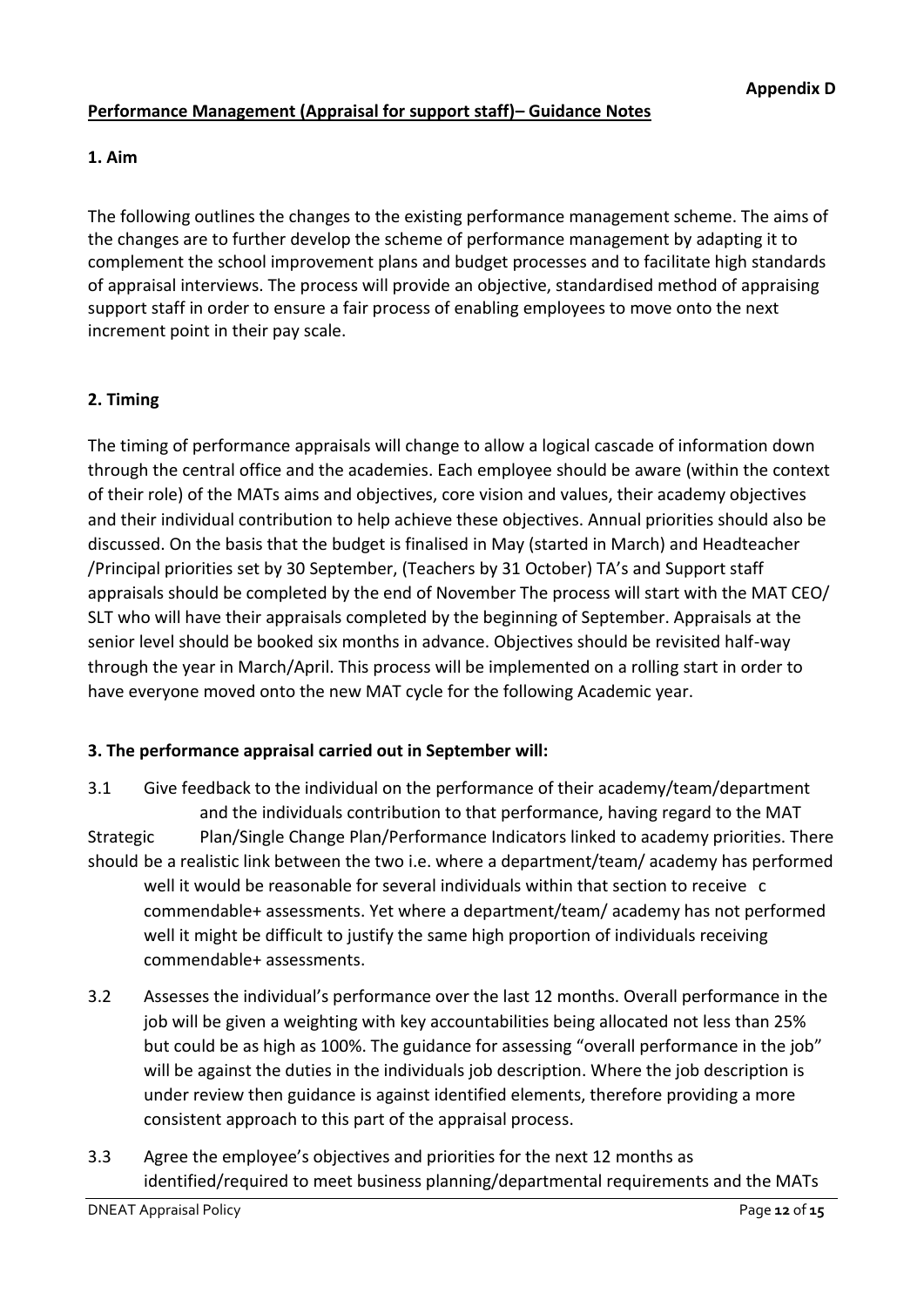**Appendix D**

## Performance Management (Appraisal for support staff)– Guidance Notes

### 1. Aim

The following outlines the changes to the existing performance management scheme. The aims of the changes are to further develop the scheme of performance management by adapting it to complement the school improvement plans and budget processes and to facilitate high standards of appraisal interviews. The process will provide an objective, standardised method of appraising support staff in order to ensure a fair process of enabling employees to move onto the next increment point in their pay scale.

### 2. Timing

The timing of performance appraisals will change to allow a logical cascade of information down through the central office and the academies. Each employee should be aware (within the context of their role) of the MATs aims and objectives, core vision and values, their academy objectives and their individual contribution to help achieve these objectives. Annual priorities should also be discussed. On the basis that the budget is finalised in May (started in March) and Headteacher /Principal priorities set by 30 September, (Teachers by 31 October) TA's and Support staff appraisals should be completed by the end of November The process will start with the MAT CEO/ SLT who will have their appraisals completed by the beginning of September. Appraisals at the senior level should be booked six months in advance. Objectives should be revisited half-way through the year in March/April. This process will be implemented on a rolling start in order to have everyone moved onto the new MAT cycle for the following Academic year.

### 3. The performance appraisal carried out in September will:

3.1 Give feedback to the individual on the performance of their academy/team/department and the individuals contribution to that performance, having regard to the MAT Strategic Plan/Single Change Plan/Performance Indicators linked to academy priorities. There should be a realistic link between the two i.e. where a department/team/ academy has performed well it would be reasonable for several individuals within that section to receive c commendable+ assessments. Yet where a department/team/ academy has not performed well it might be difficult to justify the same high proportion of individuals receiving commendable+ assessments.

3.2 Assesses the individual's performance over the last 12 months. Overall performance in the job will be given a weighting with key accountabilities being allocated not less than 25% but could be as high as 100%. The guidance for assessing "overall performance in the job" will be against the duties in the individuals job description. Where the job description is under review then guidance is against identified elements, therefore providing a more consistent approach to this part of the appraisal process.

3.3 Agree the employee's objectives and priorities for the next 12 months as identified/required to meet business planning/departmental requirements and the MATs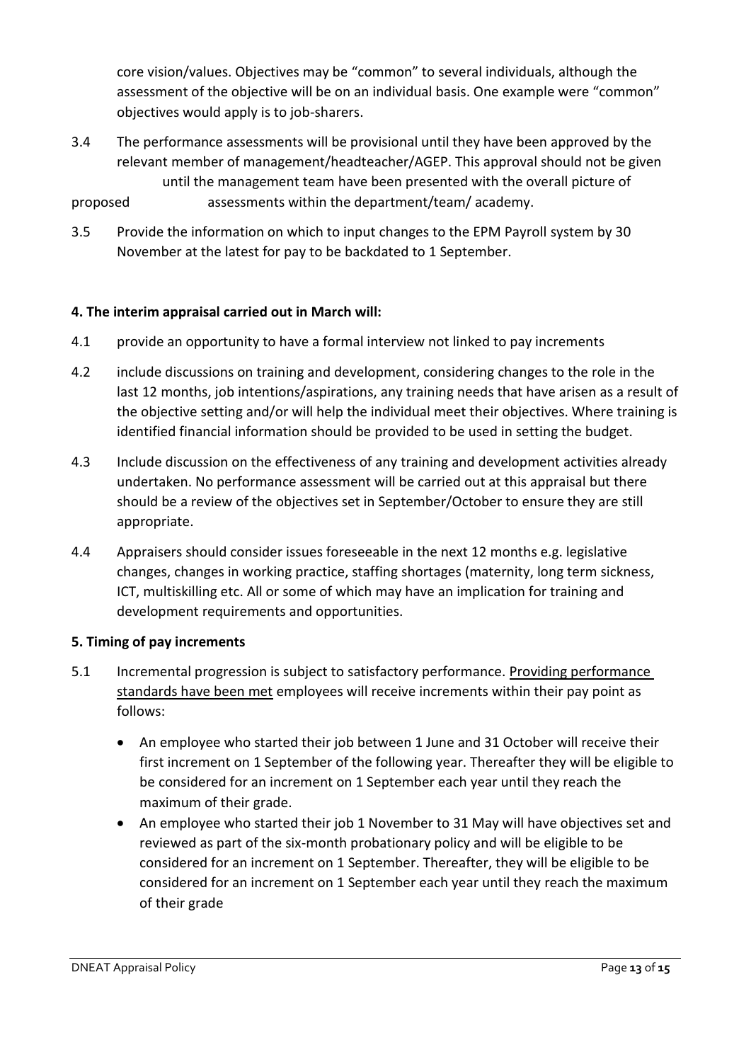core vision/values. Objectives may be "common" to several individuals, although the assessment of the objective will be on an individual basis. One example were "common" objectives would apply is to job-sharers.

3.4 The performance assessments will be provisional until they have been approved by the relevant member of management/headteacher/AGEP. This approval should not be given until the management team have been presented with the overall picture of proposed assessments within the department/team/ academy.

3.5 Provide the information on which to input changes to the EPM Payroll system by 30 November at the latest for pay to be backdated to 1 September.

**4. The interim appraisal carried out in March will:**

4.1 provide an opportunity to have a formal interview not linked to pay increments

4.2 include discussions on training and development, considering changes to the role in the last 12 months, job intentions/aspirations, any training needs that have arisen as a result of the objective setting and/or will help the individual meet their objectives. Where training is identified financial information should be provided to be used in setting the budget.

4.3 Include discussion on the effectiveness of any training and development activities already undertaken. No performance assessment will be carried out at this appraisal but there should be a review of the objectives set in September/October to ensure they are still appropriate.

4.4 Appraisers should consider issues foreseeable in the next 12 months e.g. legislative changes, changes in working practice, staffing shortages (maternity, long term sickness, ICT, multiskilling etc. All or some of which may have an implication for training and development requirements and opportunities.

**5. Timing of pay increments**

5.1 Incremental progression is subject to satisfactory performance. Providing performance standards have been met employees will receive increments within their pay point as follows:

- An employee who started their job between 1 June and 31 October will receive their first increment on 1 September of the following year. Thereafter they will be eligible to be considered for an increment on 1 September each year until they reach the maximum of their grade.
- An employee who started their job 1 November to 31 May will have objectives set and reviewed as part of the six-month probationary policy and will be eligible to be considered for an increment on 1 September. Thereafter, they will be eligible to be considered for an increment on 1 September each year until they reach the maximum of their grade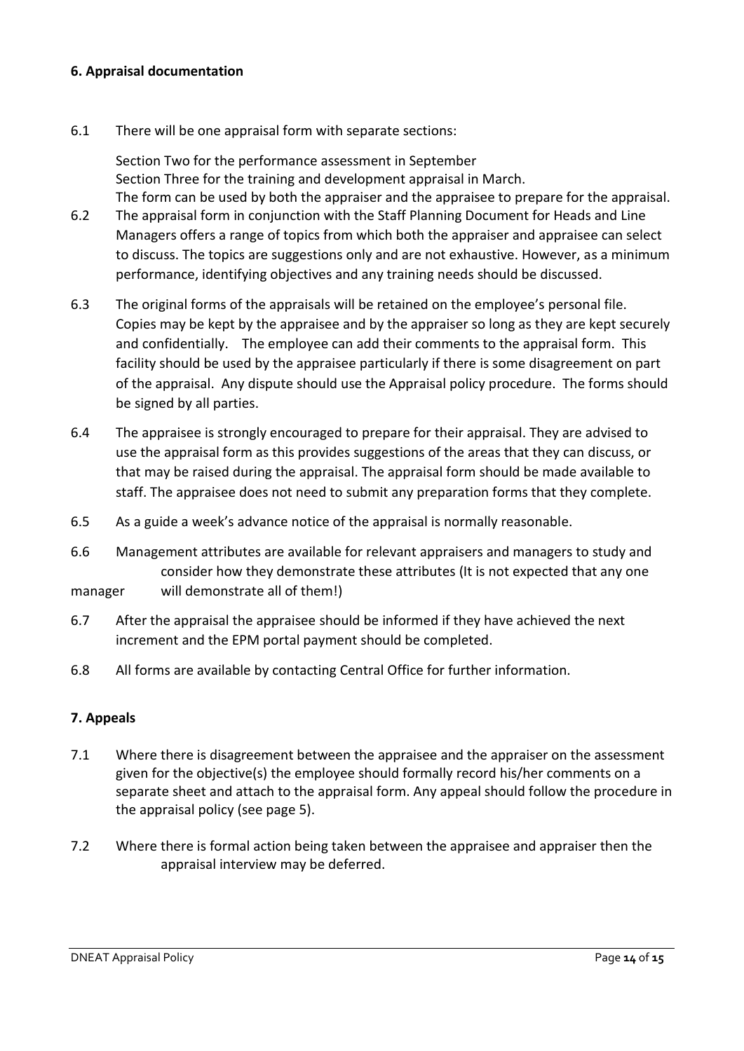### 6. Appraisal documentation

6.1 There will be one appraisal form with separate sections:

Section Two for the performance assessment in September
Section Three for the training and development appraisal in March.
The form can be used by both the appraiser and the appraisee to prepare for the appraisal.

6.2 The appraisal form in conjunction with the Staff Planning Document for Heads and Line Managers offers a range of topics from which both the appraiser and appraisee can select to discuss. The topics are suggestions only and are not exhaustive. However, as a minimum performance, identifying objectives and any training needs should be discussed.

6.3 The original forms of the appraisals will be retained on the employee's personal file. Copies may be kept by the appraisee and by the appraiser so long as they are kept securely and confidentially. The employee can add their comments to the appraisal form. This facility should be used by the appraisee particularly if there is some disagreement on part of the appraisal. Any dispute should use the Appraisal policy procedure. The forms should be signed by all parties.

6.4 The appraisee is strongly encouraged to prepare for their appraisal. They are advised to use the appraisal form as this provides suggestions of the areas that they can discuss, or that may be raised during the appraisal. The appraisal form should be made available to staff. The appraisee does not need to submit any preparation forms that they complete.

6.5 As a guide a week's advance notice of the appraisal is normally reasonable.

6.6 Management attributes are available for relevant appraisers and managers to study and consider how they demonstrate these attributes (It is not expected that any one manager will demonstrate all of them!)

6.7 After the appraisal the appraisee should be informed if they have achieved the next increment and the EPM portal payment should be completed.

6.8 All forms are available by contacting Central Office for further information.

### 7. Appeals

7.1 Where there is disagreement between the appraisee and the appraiser on the assessment given for the objective(s) the employee should formally record his/her comments on a separate sheet and attach to the appraisal form. Any appeal should follow the procedure in the appraisal policy (see page 5).

7.2 Where there is formal action being taken between the appraisee and appraiser then the appraisal interview may be deferred.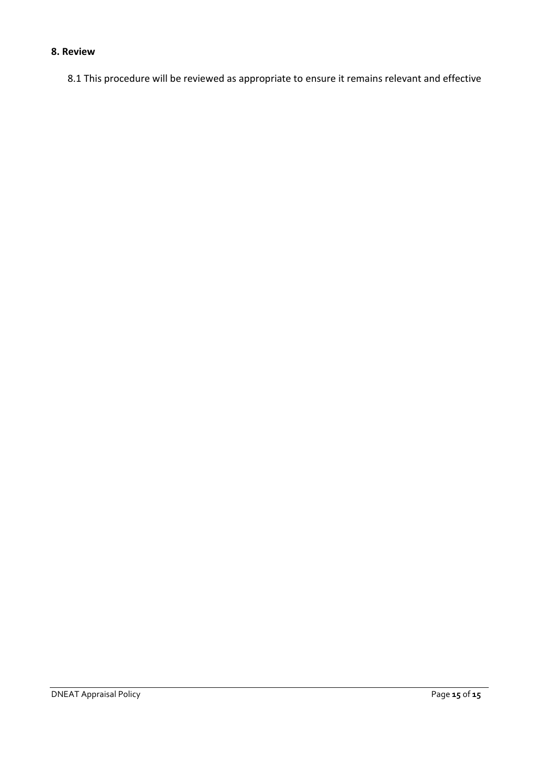**8. Review**

8.1 This procedure will be reviewed as appropriate to ensure it remains relevant and effective